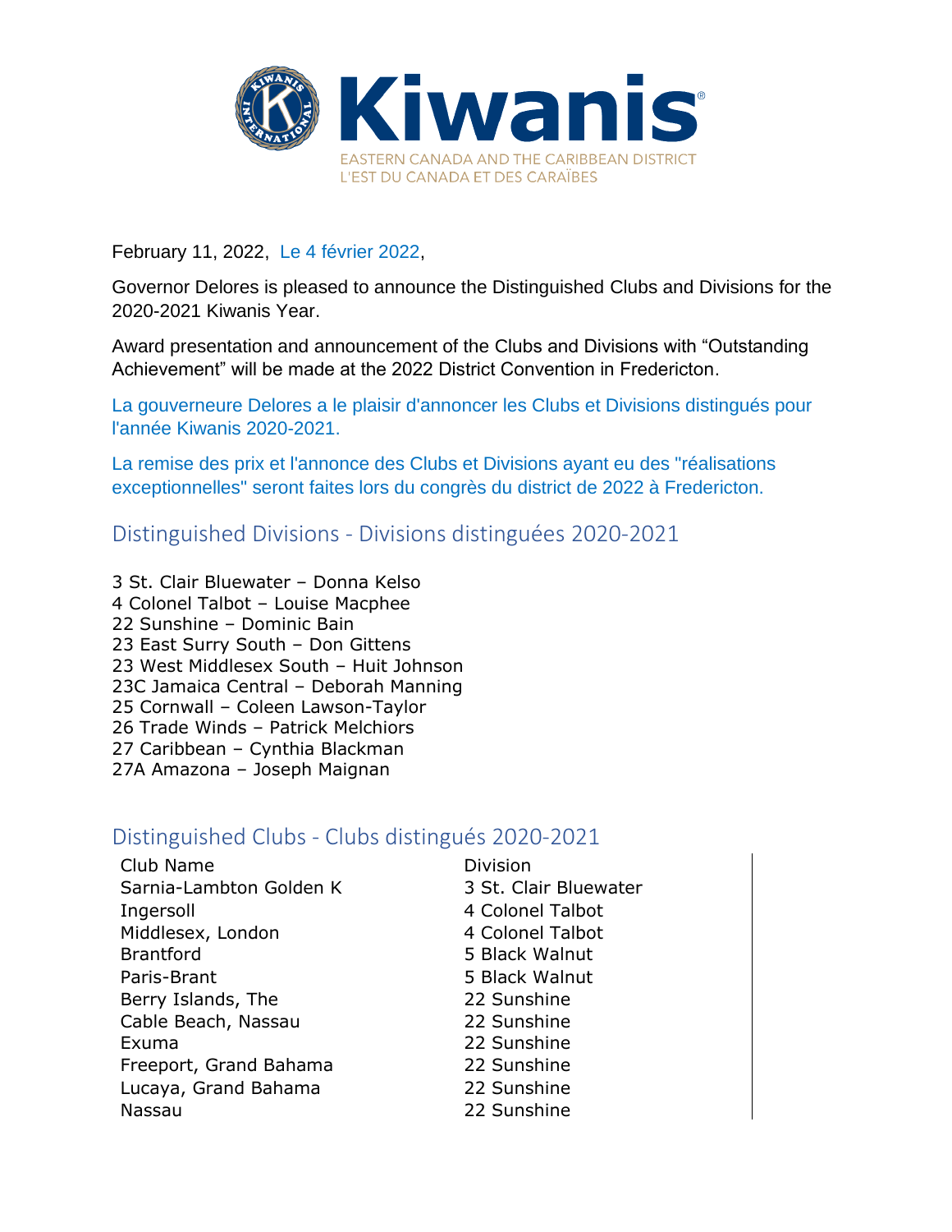Kiwanis

EASTERN CANADA AND THE CARIBBEAN DISTRICT
L'EST DU CANADA ET DES CARAÏBES

February 11, 2022, Le 4 février 2022,

Governor Delores is pleased to announce the Distinguished Clubs and Divisions for the 2020-2021 Kiwanis Year.

Award presentation and announcement of the Clubs and Divisions with "Outstanding Achievement" will be made at the 2022 District Convention in Fredericton.

La gouverneure Delores a le plaisir d'annoncer les Clubs et Divisions distingués pour l'année Kiwanis 2020-2021.

La remise des prix et l'annonce des Clubs et Divisions ayant eu des "réalisations exceptionnelles" seront faites lors du congrès du district de 2022 à Fredericton.

## Distinguished Divisions - Divisions distinguées 2020-2021

3 St. Clair Bluewater – Donna Kelso
4 Colonel Talbot – Louise Macphee
22 Sunshine – Dominic Bain
23 East Surry South – Don Gittens
23 West Middlesex South – Huit Johnson
23C Jamaica Central – Deborah Manning
25 Cornwall – Coleen Lawson-Taylor
26 Trade Winds – Patrick Melchiors
27 Caribbean – Cynthia Blackman
27A Amazona – Joseph Maignan

## Distinguished Clubs - Clubs distingués 2020-2021

| Club Name | Division |
|---|---|
| Sarnia-Lambton Golden K | 3 St. Clair Bluewater |
| Ingersoll | 4 Colonel Talbot |
| Middlesex, London | 4 Colonel Talbot |
| Brantford | 5 Black Walnut |
| Paris-Brant | 5 Black Walnut |
| Berry Islands, The | 22 Sunshine |
| Cable Beach, Nassau | 22 Sunshine |
| Exuma | 22 Sunshine |
| Freeport, Grand Bahama | 22 Sunshine |
| Lucaya, Grand Bahama | 22 Sunshine |
| Nassau | 22 Sunshine |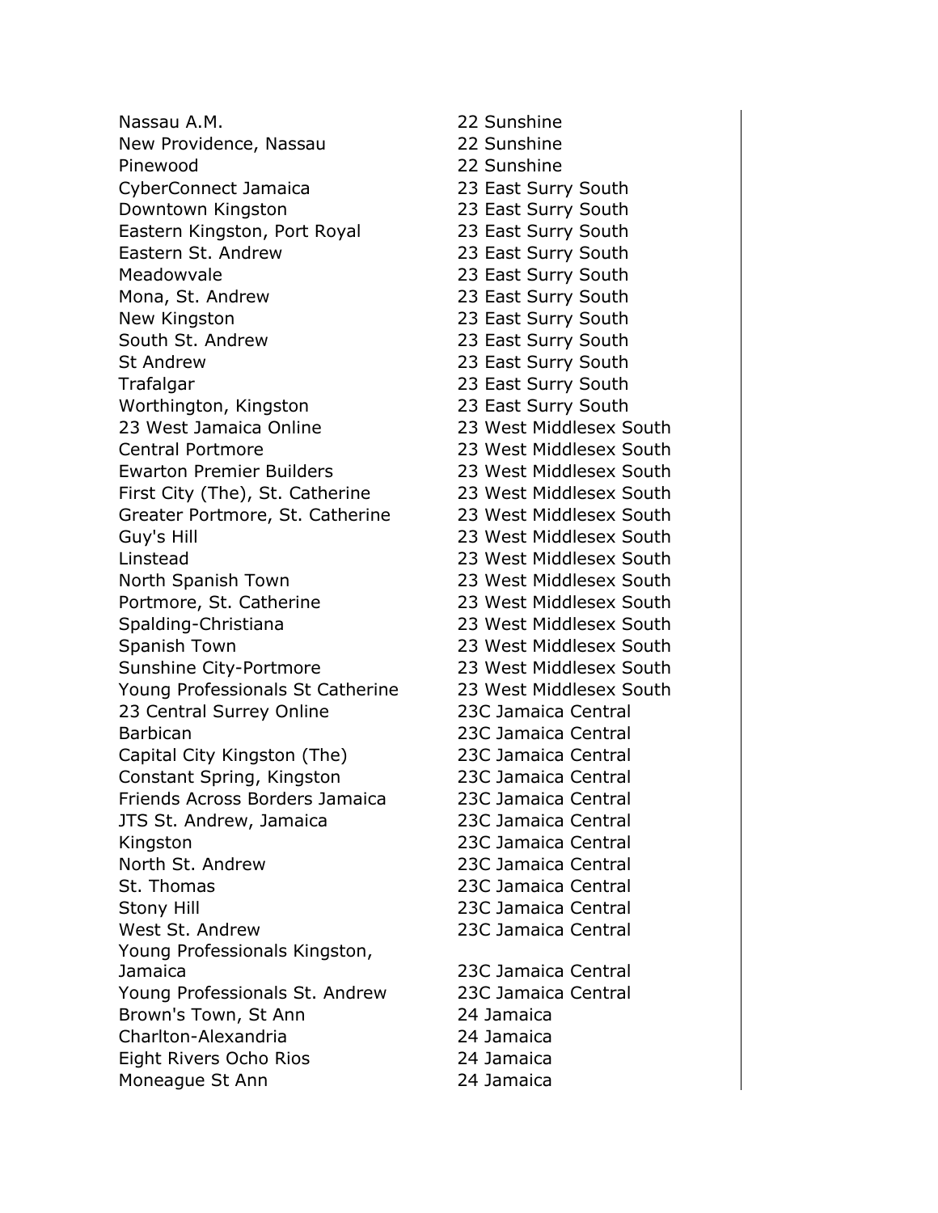| | |
|---|---|
| Nassau A.M. | 22 Sunshine |
| New Providence, Nassau | 22 Sunshine |
| Pinewood | 22 Sunshine |
| CyberConnect Jamaica | 23 East Surry South |
| Downtown Kingston | 23 East Surry South |
| Eastern Kingston, Port Royal | 23 East Surry South |
| Eastern St. Andrew | 23 East Surry South |
| Meadowvale | 23 East Surry South |
| Mona, St. Andrew | 23 East Surry South |
| New Kingston | 23 East Surry South |
| South St. Andrew | 23 East Surry South |
| St Andrew | 23 East Surry South |
| Trafalgar | 23 East Surry South |
| Worthington, Kingston | 23 East Surry South |
| 23 West Jamaica Online | 23 West Middlesex South |
| Central Portmore | 23 West Middlesex South |
| Ewarton Premier Builders | 23 West Middlesex South |
| First City (The), St. Catherine | 23 West Middlesex South |
| Greater Portmore, St. Catherine | 23 West Middlesex South |
| Guy's Hill | 23 West Middlesex South |
| Linstead | 23 West Middlesex South |
| North Spanish Town | 23 West Middlesex South |
| Portmore, St. Catherine | 23 West Middlesex South |
| Spalding-Christiana | 23 West Middlesex South |
| Spanish Town | 23 West Middlesex South |
| Sunshine City-Portmore | 23 West Middlesex South |
| Young Professionals St Catherine | 23 West Middlesex South |
| 23 Central Surrey Online | 23C Jamaica Central |
| Barbican | 23C Jamaica Central |
| Capital City Kingston (The) | 23C Jamaica Central |
| Constant Spring, Kingston | 23C Jamaica Central |
| Friends Across Borders Jamaica | 23C Jamaica Central |
| JTS St. Andrew, Jamaica | 23C Jamaica Central |
| Kingston | 23C Jamaica Central |
| North St. Andrew | 23C Jamaica Central |
| St. Thomas | 23C Jamaica Central |
| Stony Hill | 23C Jamaica Central |
| West St. Andrew | 23C Jamaica Central |
| Young Professionals Kingston, Jamaica | 23C Jamaica Central |
| Young Professionals St. Andrew | 23C Jamaica Central |
| Brown's Town, St Ann | 24 Jamaica |
| Charlton-Alexandria | 24 Jamaica |
| Eight Rivers Ocho Rios | 24 Jamaica |
| Moneague St Ann | 24 Jamaica |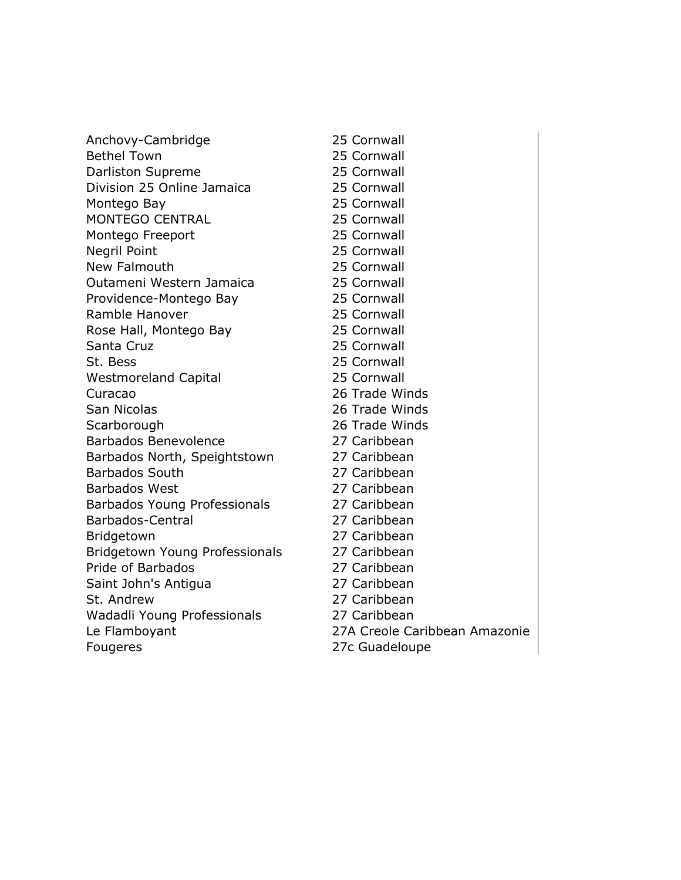| | |
|---|---|
| Anchovy-Cambridge | 25 Cornwall |
| Bethel Town | 25 Cornwall |
| Darliston Supreme | 25 Cornwall |
| Division 25 Online Jamaica | 25 Cornwall |
| Montego Bay | 25 Cornwall |
| MONTEGO CENTRAL | 25 Cornwall |
| Montego Freeport | 25 Cornwall |
| Negril Point | 25 Cornwall |
| New Falmouth | 25 Cornwall |
| Outameni Western Jamaica | 25 Cornwall |
| Providence-Montego Bay | 25 Cornwall |
| Ramble Hanover | 25 Cornwall |
| Rose Hall, Montego Bay | 25 Cornwall |
| Santa Cruz | 25 Cornwall |
| St. Bess | 25 Cornwall |
| Westmoreland Capital | 25 Cornwall |
| Curacao | 26 Trade Winds |
| San Nicolas | 26 Trade Winds |
| Scarborough | 26 Trade Winds |
| Barbados Benevolence | 27 Caribbean |
| Barbados North, Speightstown | 27 Caribbean |
| Barbados South | 27 Caribbean |
| Barbados West | 27 Caribbean |
| Barbados Young Professionals | 27 Caribbean |
| Barbados-Central | 27 Caribbean |
| Bridgetown | 27 Caribbean |
| Bridgetown Young Professionals | 27 Caribbean |
| Pride of Barbados | 27 Caribbean |
| Saint John's Antigua | 27 Caribbean |
| St. Andrew | 27 Caribbean |
| Wadadli Young Professionals | 27 Caribbean |
| Le Flamboyant | 27A Creole Caribbean Amazonie |
| Fougeres | 27c Guadeloupe |